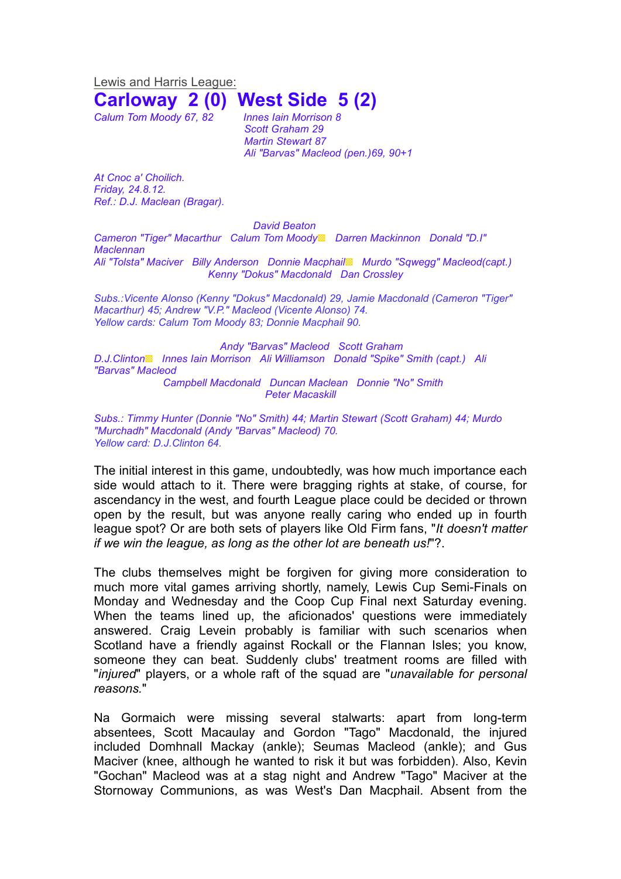Lewis and Harris League:

# Carloway 2 (0) West Side 5 (2)

*Calum Tom Moody 67, 82*

*Innes Iain Morrison 8*
*Scott Graham 29*
*Martin Stewart 87*
*Ali "Barvas" Macleod (pen.)69, 90+1*

*At Cnoc a' Choilich.*
*Friday, 24.8.12.*
*Ref.: D.J. Maclean (Bragar).*

*David Beaton*
*Cameron "Tiger" Macarthur Calum Tom Moody Darren Mackinnon Donald "D.I" Maclennan*
*Ali "Tolsta" Maciver Billy Anderson Donnie Macphail Murdo "Sqwegg" Macleod(capt.)*
*Kenny "Dokus" Macdonald Dan Crossley*

*Subs.:Vicente Alonso (Kenny "Dokus" Macdonald) 29, Jamie Macdonald (Cameron "Tiger" Macarthur) 45; Andrew "V.P." Macleod (Vicente Alonso) 74.*
*Yellow cards: Calum Tom Moody 83; Donnie Macphail 90.*

*Andy "Barvas" Macleod Scott Graham*
*D.J.Clinton Innes Iain Morrison Ali Williamson Donald "Spike" Smith (capt.) Ali "Barvas" Macleod*
*Campbell Macdonald Duncan Maclean Donnie "No" Smith*
*Peter Macaskill*

*Subs.: Timmy Hunter (Donnie "No" Smith) 44; Martin Stewart (Scott Graham) 44; Murdo "Murchadh" Macdonald (Andy "Barvas" Macleod) 70.*
*Yellow card: D.J.Clinton 64.*

The initial interest in this game, undoubtedly, was how much importance each side would attach to it. There were bragging rights at stake, of course, for ascendancy in the west, and fourth League place could be decided or thrown open by the result, but was anyone really caring who ended up in fourth league spot? Or are both sets of players like Old Firm fans, "*It doesn't matter if we win the league, as long as the other lot are beneath us!*"?.

The clubs themselves might be forgiven for giving more consideration to much more vital games arriving shortly, namely, Lewis Cup Semi-Finals on Monday and Wednesday and the Coop Cup Final next Saturday evening. When the teams lined up, the aficionados' questions were immediately answered. Craig Levein probably is familiar with such scenarios when Scotland have a friendly against Rockall or the Flannan Isles; you know, someone they can beat. Suddenly clubs' treatment rooms are filled with "*injured*" players, or a whole raft of the squad are "*unavailable for personal reasons.*"

Na Gormaich were missing several stalwarts: apart from long-term absentees, Scott Macaulay and Gordon "Tago" Macdonald, the injured included Domhnall Mackay (ankle); Seumas Macleod (ankle); and Gus Maciver (knee, although he wanted to risk it but was forbidden). Also, Kevin "Gochan" Macleod was at a stag night and Andrew "Tago" Maciver at the Stornoway Communions, as was West's Dan Macphail. Absent from the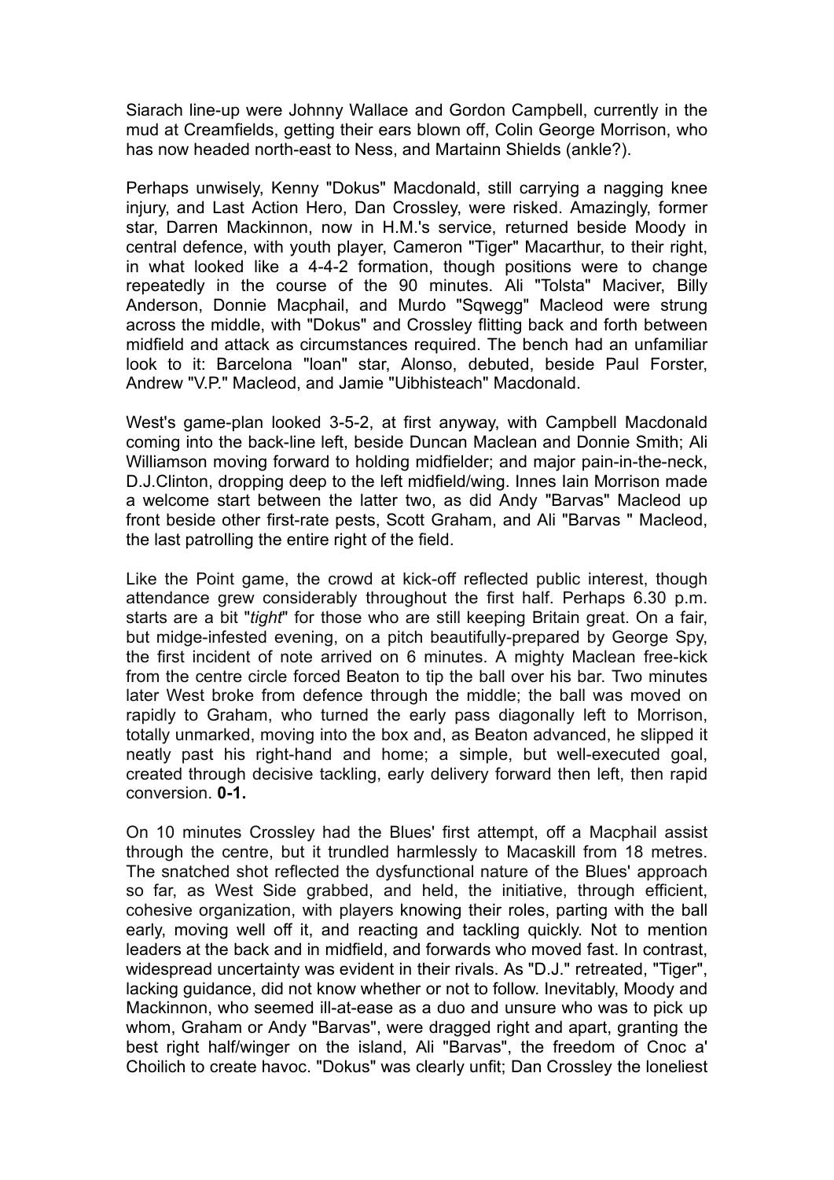Siarach line-up were Johnny Wallace and Gordon Campbell, currently in the mud at Creamfields, getting their ears blown off, Colin George Morrison, who has now headed north-east to Ness, and Martainn Shields (ankle?).

Perhaps unwisely, Kenny "Dokus" Macdonald, still carrying a nagging knee injury, and Last Action Hero, Dan Crossley, were risked. Amazingly, former star, Darren Mackinnon, now in H.M.'s service, returned beside Moody in central defence, with youth player, Cameron "Tiger" Macarthur, to their right, in what looked like a 4-4-2 formation, though positions were to change repeatedly in the course of the 90 minutes. Ali "Tolsta" Maciver, Billy Anderson, Donnie Macphail, and Murdo "Sqwegg" Macleod were strung across the middle, with "Dokus" and Crossley flitting back and forth between midfield and attack as circumstances required. The bench had an unfamiliar look to it: Barcelona "loan" star, Alonso, debuted, beside Paul Forster, Andrew "V.P." Macleod, and Jamie "Uibhisteach" Macdonald.

West's game-plan looked 3-5-2, at first anyway, with Campbell Macdonald coming into the back-line left, beside Duncan Maclean and Donnie Smith; Ali Williamson moving forward to holding midfielder; and major pain-in-the-neck, D.J.Clinton, dropping deep to the left midfield/wing. Innes Iain Morrison made a welcome start between the latter two, as did Andy "Barvas" Macleod up front beside other first-rate pests, Scott Graham, and Ali "Barvas " Macleod, the last patrolling the entire right of the field.

Like the Point game, the crowd at kick-off reflected public interest, though attendance grew considerably throughout the first half. Perhaps 6.30 p.m. starts are a bit "*tight*" for those who are still keeping Britain great. On a fair, but midge-infested evening, on a pitch beautifully-prepared by George Spy, the first incident of note arrived on 6 minutes. A mighty Maclean free-kick from the centre circle forced Beaton to tip the ball over his bar. Two minutes later West broke from defence through the middle; the ball was moved on rapidly to Graham, who turned the early pass diagonally left to Morrison, totally unmarked, moving into the box and, as Beaton advanced, he slipped it neatly past his right-hand and home; a simple, but well-executed goal, created through decisive tackling, early delivery forward then left, then rapid conversion. **0-1.**

On 10 minutes Crossley had the Blues' first attempt, off a Macphail assist through the centre, but it trundled harmlessly to Macaskill from 18 metres. The snatched shot reflected the dysfunctional nature of the Blues' approach so far, as West Side grabbed, and held, the initiative, through efficient, cohesive organization, with players knowing their roles, parting with the ball early, moving well off it, and reacting and tackling quickly. Not to mention leaders at the back and in midfield, and forwards who moved fast. In contrast, widespread uncertainty was evident in their rivals. As "D.J." retreated, "Tiger", lacking guidance, did not know whether or not to follow. Inevitably, Moody and Mackinnon, who seemed ill-at-ease as a duo and unsure who was to pick up whom, Graham or Andy "Barvas", were dragged right and apart, granting the best right half/winger on the island, Ali "Barvas", the freedom of Cnoc a' Choilich to create havoc. "Dokus" was clearly unfit; Dan Crossley the loneliest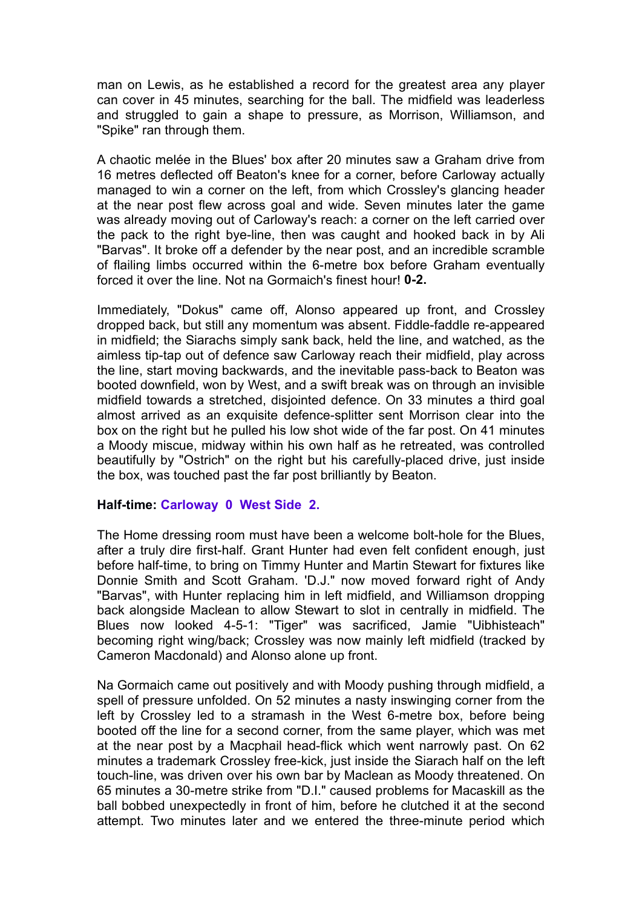man on Lewis, as he established a record for the greatest area any player can cover in 45 minutes, searching for the ball. The midfield was leaderless and struggled to gain a shape to pressure, as Morrison, Williamson, and "Spike" ran through them.

A chaotic melée in the Blues' box after 20 minutes saw a Graham drive from 16 metres deflected off Beaton's knee for a corner, before Carloway actually managed to win a corner on the left, from which Crossley's glancing header at the near post flew across goal and wide. Seven minutes later the game was already moving out of Carloway's reach: a corner on the left carried over the pack to the right bye-line, then was caught and hooked back in by Ali "Barvas". It broke off a defender by the near post, and an incredible scramble of flailing limbs occurred within the 6-metre box before Graham eventually forced it over the line. Not na Gormaich's finest hour! **0-2.**

Immediately, "Dokus" came off, Alonso appeared up front, and Crossley dropped back, but still any momentum was absent. Fiddle-faddle re-appeared in midfield; the Siarachs simply sank back, held the line, and watched, as the aimless tip-tap out of defence saw Carloway reach their midfield, play across the line, start moving backwards, and the inevitable pass-back to Beaton was booted downfield, won by West, and a swift break was on through an invisible midfield towards a stretched, disjointed defence. On 33 minutes a third goal almost arrived as an exquisite defence-splitter sent Morrison clear into the box on the right but he pulled his low shot wide of the far post. On 41 minutes a Moody miscue, midway within his own half as he retreated, was controlled beautifully by "Ostrich" on the right but his carefully-placed drive, just inside the box, was touched past the far post brilliantly by Beaton.

**Half-time: Carloway 0 West Side 2.**

The Home dressing room must have been a welcome bolt-hole for the Blues, after a truly dire first-half. Grant Hunter had even felt confident enough, just before half-time, to bring on Timmy Hunter and Martin Stewart for fixtures like Donnie Smith and Scott Graham. 'D.J." now moved forward right of Andy "Barvas", with Hunter replacing him in left midfield, and Williamson dropping back alongside Maclean to allow Stewart to slot in centrally in midfield. The Blues now looked 4-5-1: "Tiger" was sacrificed, Jamie "Uibhisteach" becoming right wing/back; Crossley was now mainly left midfield (tracked by Cameron Macdonald) and Alonso alone up front.

Na Gormaich came out positively and with Moody pushing through midfield, a spell of pressure unfolded. On 52 minutes a nasty inswinging corner from the left by Crossley led to a stramash in the West 6-metre box, before being booted off the line for a second corner, from the same player, which was met at the near post by a Macphail head-flick which went narrowly past. On 62 minutes a trademark Crossley free-kick, just inside the Siarach half on the left touch-line, was driven over his own bar by Maclean as Moody threatened. On 65 minutes a 30-metre strike from "D.I." caused problems for Macaskill as the ball bobbed unexpectedly in front of him, before he clutched it at the second attempt. Two minutes later and we entered the three-minute period which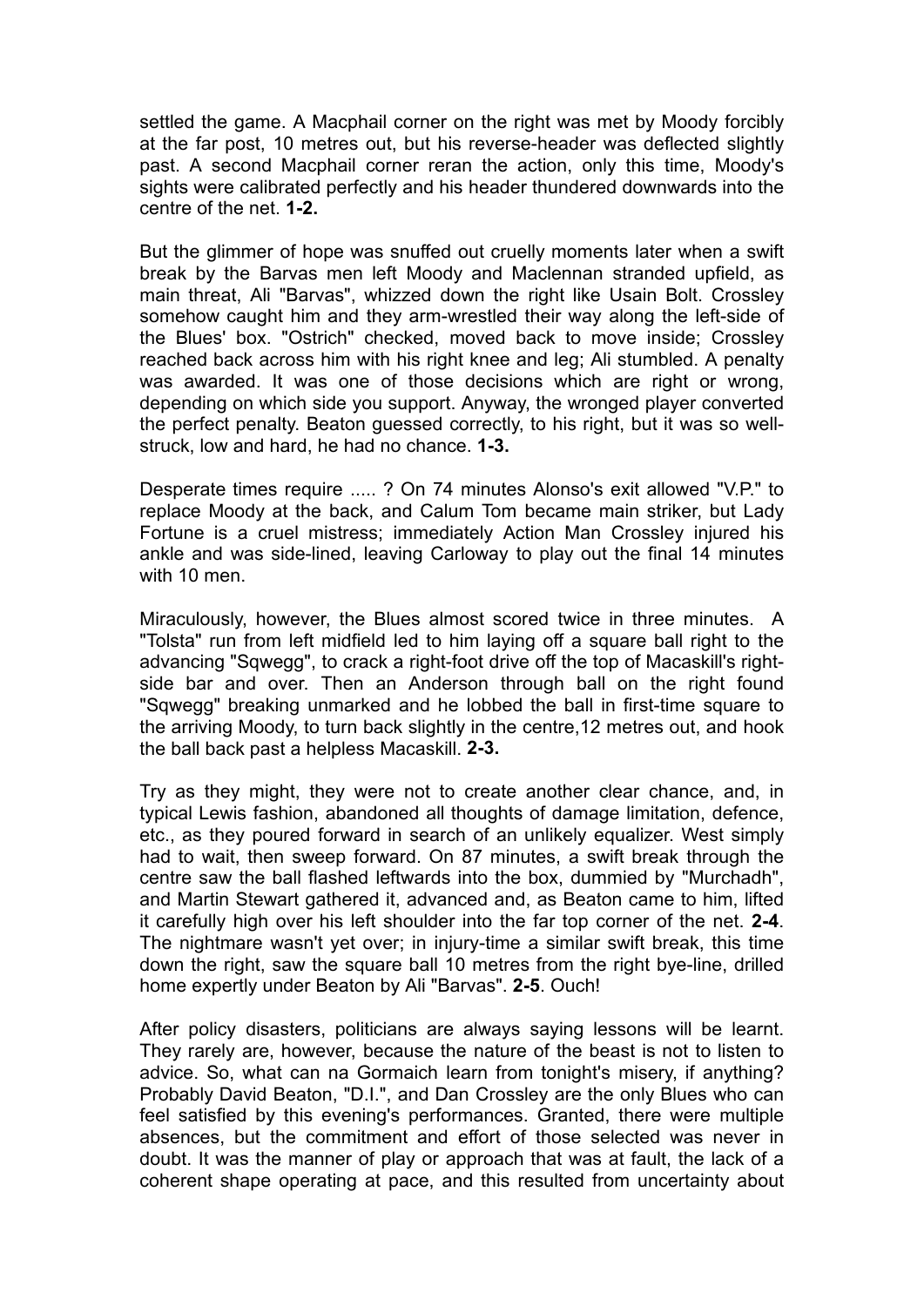settled the game. A Macphail corner on the right was met by Moody forcibly at the far post, 10 metres out, but his reverse-header was deflected slightly past. A second Macphail corner reran the action, only this time, Moody's sights were calibrated perfectly and his header thundered downwards into the centre of the net. **1-2.**

But the glimmer of hope was snuffed out cruelly moments later when a swift break by the Barvas men left Moody and Maclennan stranded upfield, as main threat, Ali "Barvas", whizzed down the right like Usain Bolt. Crossley somehow caught him and they arm-wrestled their way along the left-side of the Blues' box. "Ostrich" checked, moved back to move inside; Crossley reached back across him with his right knee and leg; Ali stumbled. A penalty was awarded. It was one of those decisions which are right or wrong, depending on which side you support. Anyway, the wronged player converted the perfect penalty. Beaton guessed correctly, to his right, but it was so well-struck, low and hard, he had no chance. **1-3.**

Desperate times require ..... ? On 74 minutes Alonso's exit allowed "V.P." to replace Moody at the back, and Calum Tom became main striker, but Lady Fortune is a cruel mistress; immediately Action Man Crossley injured his ankle and was side-lined, leaving Carloway to play out the final 14 minutes with 10 men.

Miraculously, however, the Blues almost scored twice in three minutes. A "Tolsta" run from left midfield led to him laying off a square ball right to the advancing "Sqwegg", to crack a right-foot drive off the top of Macaskill's right-side bar and over. Then an Anderson through ball on the right found "Sqwegg" breaking unmarked and he lobbed the ball in first-time square to the arriving Moody, to turn back slightly in the centre,12 metres out, and hook the ball back past a helpless Macaskill. **2-3.**

Try as they might, they were not to create another clear chance, and, in typical Lewis fashion, abandoned all thoughts of damage limitation, defence, etc., as they poured forward in search of an unlikely equalizer. West simply had to wait, then sweep forward. On 87 minutes, a swift break through the centre saw the ball flashed leftwards into the box, dummied by "Murchadh", and Martin Stewart gathered it, advanced and, as Beaton came to him, lifted it carefully high over his left shoulder into the far top corner of the net. **2-4**. The nightmare wasn't yet over; in injury-time a similar swift break, this time down the right, saw the square ball 10 metres from the right bye-line, drilled home expertly under Beaton by Ali "Barvas". **2-5**. Ouch!

After policy disasters, politicians are always saying lessons will be learnt. They rarely are, however, because the nature of the beast is not to listen to advice. So, what can na Gormaich learn from tonight's misery, if anything? Probably David Beaton, "D.I.", and Dan Crossley are the only Blues who can feel satisfied by this evening's performances. Granted, there were multiple absences, but the commitment and effort of those selected was never in doubt. It was the manner of play or approach that was at fault, the lack of a coherent shape operating at pace, and this resulted from uncertainty about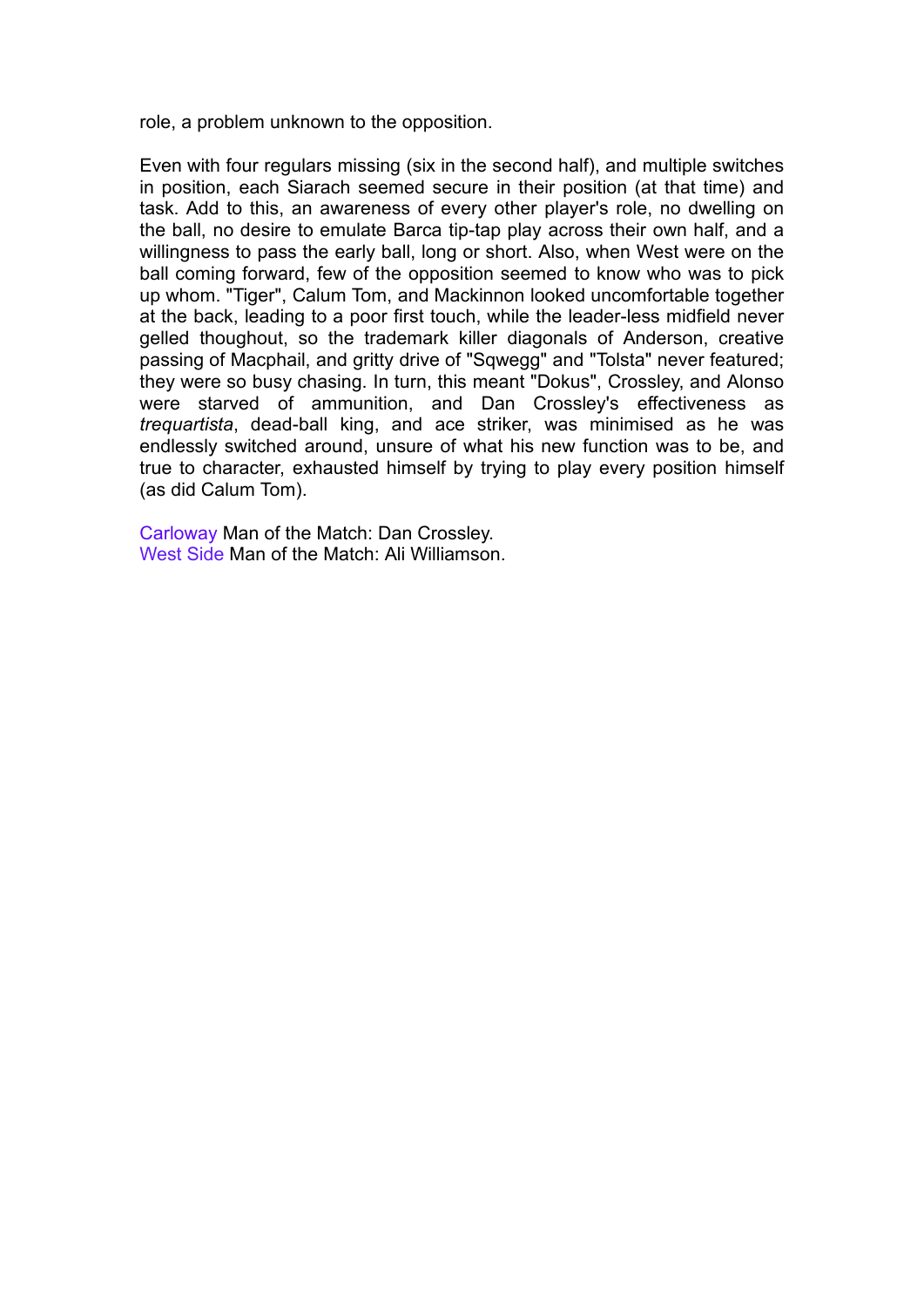role, a problem unknown to the opposition.

Even with four regulars missing (six in the second half), and multiple switches in position, each Siarach seemed secure in their position (at that time) and task. Add to this, an awareness of every other player's role, no dwelling on the ball, no desire to emulate Barca tip-tap play across their own half, and a willingness to pass the early ball, long or short. Also, when West were on the ball coming forward, few of the opposition seemed to know who was to pick up whom. "Tiger", Calum Tom, and Mackinnon looked uncomfortable together at the back, leading to a poor first touch, while the leader-less midfield never gelled thoughout, so the trademark killer diagonals of Anderson, creative passing of Macphail, and gritty drive of "Sqwegg" and "Tolsta" never featured; they were so busy chasing. In turn, this meant "Dokus", Crossley, and Alonso were starved of ammunition, and Dan Crossley's effectiveness as *trequartista*, dead-ball king, and ace striker, was minimised as he was endlessly switched around, unsure of what his new function was to be, and true to character, exhausted himself by trying to play every position himself (as did Calum Tom).

Carloway Man of the Match: Dan Crossley.
West Side Man of the Match: Ali Williamson.